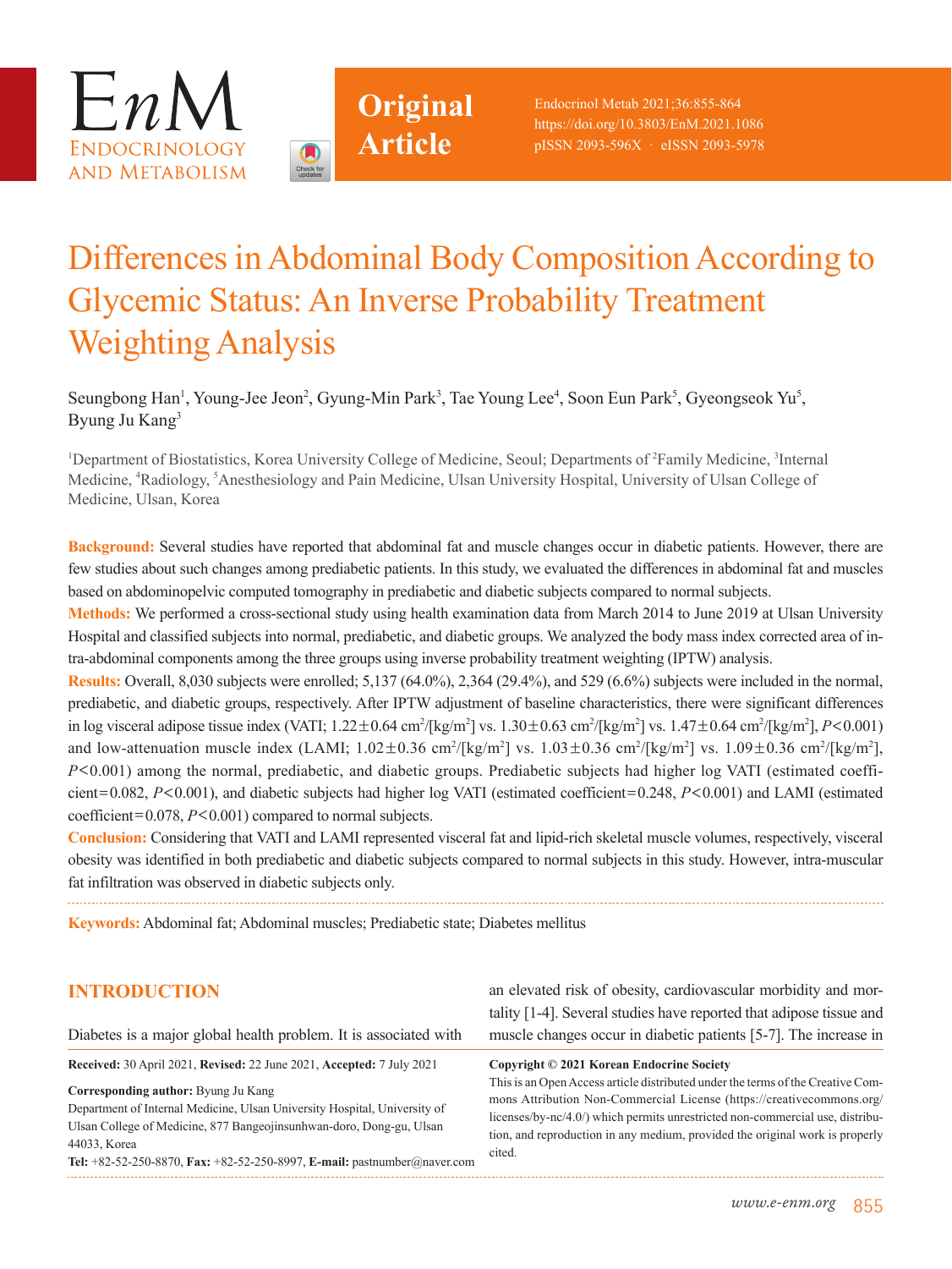Original Article

# Differences in Abdominal Body Composition According to Glycemic Status: An Inverse Probability Treatment Weighting Analysis

Seungbong Han[1], Young-Jee Jeon[2], Gyung-Min Park[3], Tae Young Lee[4], Soon Eun Park[5], Gyeongseok Yu[5], Byung Ju Kang[3]

[1]Department of Biostatistics, Korea University College of Medicine, Seoul; Departments of [2]Family Medicine, [3]Internal Medicine, [4]Radiology, [5]Anesthesiology and Pain Medicine, Ulsan University Hospital, University of Ulsan College of Medicine, Ulsan, Korea

**Background:** Several studies have reported that abdominal fat and muscle changes occur in diabetic patients. However, there are few studies about such changes among prediabetic patients. In this study, we evaluated the differences in abdominal fat and muscles based on abdominopelvic computed tomography in prediabetic and diabetic subjects compared to normal subjects.

**Methods:** We performed a cross-sectional study using health examination data from March 2014 to June 2019 at Ulsan University Hospital and classified subjects into normal, prediabetic, and diabetic groups. We analyzed the body mass index corrected area of intra-abdominal components among the three groups using inverse probability treatment weighting (IPTW) analysis.

**Results:** Overall, 8,030 subjects were enrolled; 5,137 (64.0%), 2,364 (29.4%), and 529 (6.6%) subjects were included in the normal, prediabetic, and diabetic groups, respectively. After IPTW adjustment of baseline characteristics, there were significant differences in log visceral adipose tissue index (VATI; $1.22\pm0.64$ cm$^2$/[kg/m$^2$] vs. $1.30\pm0.63$ cm$^2$/[kg/m$^2$] vs. $1.47\pm0.64$ cm$^2$/[kg/m$^2$], $P<0.001$) and low-attenuation muscle index (LAMI; $1.02\pm0.36$ cm$^2$/[kg/m$^2$] vs. $1.03\pm0.36$ cm$^2$/[kg/m$^2$] vs. $1.09\pm0.36$ cm$^2$/[kg/m$^2$], $P<0.001$) among the normal, prediabetic, and diabetic groups. Prediabetic subjects had higher log VATI (estimated coefficient=0.082, $P<0.001$), and diabetic subjects had higher log VATI (estimated coefficient=0.248, $P<0.001$) and LAMI (estimated coefficient=0.078, $P<0.001$) compared to normal subjects.

**Conclusion:** Considering that VATI and LAMI represented visceral fat and lipid-rich skeletal muscle volumes, respectively, visceral obesity was identified in both prediabetic and diabetic subjects compared to normal subjects in this study. However, intra-muscular fat infiltration was observed in diabetic subjects only.

**Keywords:** Abdominal fat; Abdominal muscles; Prediabetic state; Diabetes mellitus

## INTRODUCTION

Diabetes is a major global health problem. It is associated with an elevated risk of obesity, cardiovascular morbidity and mortality [1-4]. Several studies have reported that adipose tissue and muscle changes occur in diabetic patients [5-7]. The increase in

**Received:** 30 April 2021, **Revised:** 22 June 2021, **Accepted:** 7 July 2021

**Corresponding author:** Byung Ju Kang
Department of Internal Medicine, Ulsan University Hospital, University of Ulsan College of Medicine, 877 Bangeojinsunhwan-doro, Dong-gu, Ulsan 44033, Korea
**Tel:** +82-52-250-8870, **Fax:** +82-52-250-8997, **E-mail:** pastnumber@naver.com

**Copyright © 2021 Korean Endocrine Society**
This is an Open Access article distributed under the terms of the Creative Commons Attribution Non-Commercial License (https://creativecommons.org/licenses/by-nc/4.0/) which permits unrestricted non-commercial use, distribution, and reproduction in any medium, provided the original work is properly cited.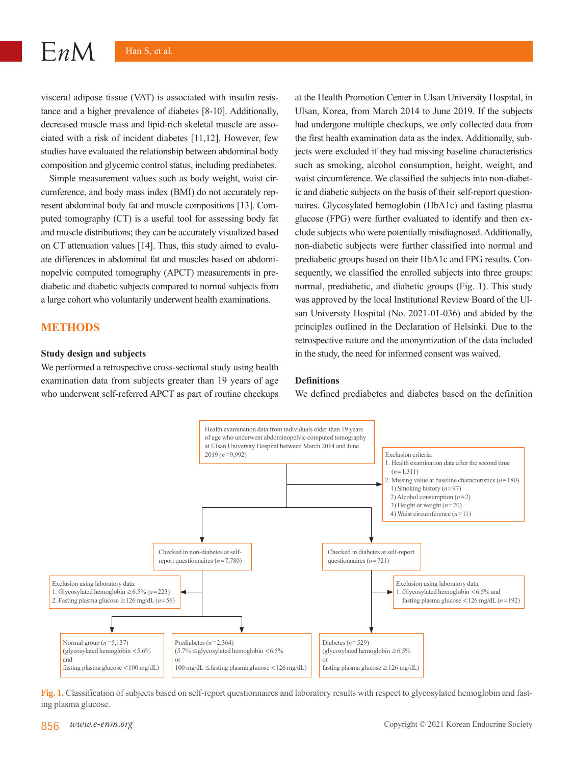visceral adipose tissue (VAT) is associated with insulin resistance and a higher prevalence of diabetes [8-10]. Additionally, decreased muscle mass and lipid-rich skeletal muscle are associated with a risk of incident diabetes [11,12]. However, few studies have evaluated the relationship between abdominal body composition and glycemic control status, including prediabetes.

Simple measurement values such as body weight, waist circumference, and body mass index (BMI) do not accurately represent abdominal body fat and muscle compositions [13]. Computed tomography (CT) is a useful tool for assessing body fat and muscle distributions; they can be accurately visualized based on CT attenuation values [14]. Thus, this study aimed to evaluate differences in abdominal fat and muscles based on abdominopelvic computed tomography (APCT) measurements in prediabetic and diabetic subjects compared to normal subjects from a large cohort who voluntarily underwent health examinations.

## METHODS

### Study design and subjects

We performed a retrospective cross-sectional study using health examination data from subjects greater than 19 years of age who underwent self-referred APCT as part of routine checkups at the Health Promotion Center in Ulsan University Hospital, in Ulsan, Korea, from March 2014 to June 2019. If the subjects had undergone multiple checkups, we only collected data from the first health examination data as the index. Additionally, subjects were excluded if they had missing baseline characteristics such as smoking, alcohol consumption, height, weight, and waist circumference. We classified the subjects into non-diabetic and diabetic subjects on the basis of their self-report questionnaires. Glycosylated hemoglobin (HbA1c) and fasting plasma glucose (FPG) were further evaluated to identify and then exclude subjects who were potentially misdiagnosed. Additionally, non-diabetic subjects were further classified into normal and prediabetic groups based on their HbA1c and FPG results. Consequently, we classified the enrolled subjects into three groups: normal, prediabetic, and diabetic groups (Fig. 1). This study was approved by the local Institutional Review Board of the Ulsan University Hospital (No. 2021-01-036) and abided by the principles outlined in the Declaration of Helsinki. Due to the retrospective nature and the anonymization of the data included in the study, the need for informed consent was waived.

### Definitions

We defined prediabetes and diabetes based on the definition

Health examination data from individuals older than 19 years of age who underwent abdominopelvic computed tomography at Ulsan University Hospital between March 2014 and June 2019 ($n$=9,992)

Exclusion criteria:
1. Health examination data after the second time ($n$=1,311)
2. Missing value at baseline characteristics ($n$=180)
   1) Smoking history ($n$=97)
   2) Alcohol consumption ($n$=2)
   3) Height or weight ($n$=70)
   4) Waist circumference ($n$=11)

Checked in non-diabetes at self-report questionnaires ($n$=7,780)

Exclusion using laboratory data:
1. Glycosylated hemoglobin ≥6.5% ($n$=223)
2. Fasting plasma glucose ≥126 mg/dL ($n$=56)

Checked in diabetes at self-report questionnaires ($n$=721)

Exclusion using laboratory data:
1. Glycosylated hemoglobin <6.5% and fasting plasma glucose <126 mg/dL ($n$=192)

Normal group ($n$=5,137) (glycosylated hemoglobin <5.6% and fasting plasma glucose <100 mg/dL)

Prediabetes ($n$=2,364) (5.7% ≤glycosylated hemoglobin <6.5% or 100 mg/dL ≤fasting plasma glucose <126 mg/dL)

Diabetes ($n$=529) (glycosylated hemoglobin ≥6.5% or fasting plasma glucose ≥126 mg/dL)

**Fig. 1.** Classification of subjects based on self-report questionnaires and laboratory results with respect to glycosylated hemoglobin and fasting plasma glucose.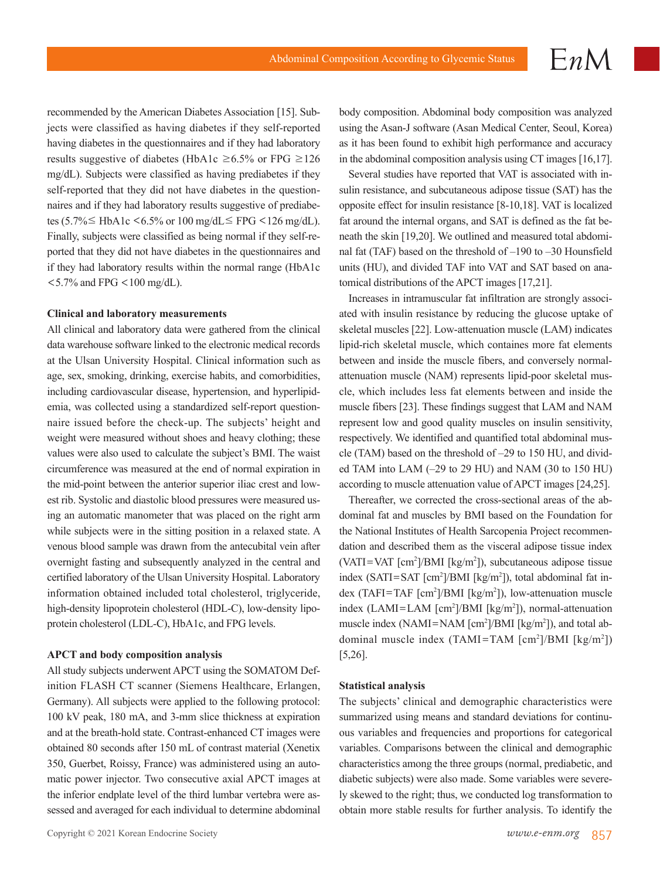recommended by the American Diabetes Association [15]. Subjects were classified as having diabetes if they self-reported having diabetes in the questionnaires and if they had laboratory results suggestive of diabetes (HbA1c ≥6.5% or FPG ≥126 mg/dL). Subjects were classified as having prediabetes if they self-reported that they did not have diabetes in the questionnaires and if they had laboratory results suggestive of prediabetes (5.7%≤ HbA1c <6.5% or 100 mg/dL≤ FPG <126 mg/dL). Finally, subjects were classified as being normal if they self-reported that they did not have diabetes in the questionnaires and if they had laboratory results within the normal range (HbA1c <5.7% and FPG <100 mg/dL).

**Clinical and laboratory measurements**

All clinical and laboratory data were gathered from the clinical data warehouse software linked to the electronic medical records at the Ulsan University Hospital. Clinical information such as age, sex, smoking, drinking, exercise habits, and comorbidities, including cardiovascular disease, hypertension, and hyperlipidemia, was collected using a standardized self-report questionnaire issued before the check-up. The subjects' height and weight were measured without shoes and heavy clothing; these values were also used to calculate the subject's BMI. The waist circumference was measured at the end of normal expiration in the mid-point between the anterior superior iliac crest and lowest rib. Systolic and diastolic blood pressures were measured using an automatic manometer that was placed on the right arm while subjects were in the sitting position in a relaxed state. A venous blood sample was drawn from the antecubital vein after overnight fasting and subsequently analyzed in the central and certified laboratory of the Ulsan University Hospital. Laboratory information obtained included total cholesterol, triglyceride, high-density lipoprotein cholesterol (HDL-C), low-density lipoprotein cholesterol (LDL-C), HbA1c, and FPG levels.

**APCT and body composition analysis**

All study subjects underwent APCT using the SOMATOM Definition FLASH CT scanner (Siemens Healthcare, Erlangen, Germany). All subjects were applied to the following protocol: 100 kV peak, 180 mA, and 3-mm slice thickness at expiration and at the breath-hold state. Contrast-enhanced CT images were obtained 80 seconds after 150 mL of contrast material (Xenetix 350, Guerbet, Roissy, France) was administered using an automatic power injector. Two consecutive axial APCT images at the inferior endplate level of the third lumbar vertebra were assessed and averaged for each individual to determine abdominal body composition. Abdominal body composition was analyzed using the Asan-J software (Asan Medical Center, Seoul, Korea) as it has been found to exhibit high performance and accuracy in the abdominal composition analysis using CT images [16,17].

Several studies have reported that VAT is associated with insulin resistance, and subcutaneous adipose tissue (SAT) has the opposite effect for insulin resistance [8-10,18]. VAT is localized fat around the internal organs, and SAT is defined as the fat beneath the skin [19,20]. We outlined and measured total abdominal fat (TAF) based on the threshold of –190 to –30 Hounsfield units (HU), and divided TAF into VAT and SAT based on anatomical distributions of the APCT images [17,21].

Increases in intramuscular fat infiltration are strongly associated with insulin resistance by reducing the glucose uptake of skeletal muscles [22]. Low-attenuation muscle (LAM) indicates lipid-rich skeletal muscle, which containes more fat elements between and inside the muscle fibers, and conversely normal-attenuation muscle (NAM) represents lipid-poor skeletal muscle, which includes less fat elements between and inside the muscle fibers [23]. These findings suggest that LAM and NAM represent low and good quality muscles on insulin sensitivity, respectively. We identified and quantified total abdominal muscle (TAM) based on the threshold of –29 to 150 HU, and divided TAM into LAM (–29 to 29 HU) and NAM (30 to 150 HU) according to muscle attenuation value of APCT images [24,25].

Thereafter, we corrected the cross-sectional areas of the abdominal fat and muscles by BMI based on the Foundation for the National Institutes of Health Sarcopenia Project recommendation and described them as the visceral adipose tissue index (VATI=VAT [$cm^2$]/BMI [$kg/m^2$]), subcutaneous adipose tissue index (SATI=SAT [$cm^2$]/BMI [$kg/m^2$]), total abdominal fat index (TAFI=TAF [$cm^2$]/BMI [$kg/m^2$]), low-attenuation muscle index (LAMI=LAM [$cm^2$]/BMI [$kg/m^2$]), normal-attenuation muscle index (NAMI=NAM [$cm^2$]/BMI [$kg/m^2$]), and total abdominal muscle index (TAMI=TAM [$cm^2$]/BMI [$kg/m^2$]) [5,26].

**Statistical analysis**

The subjects' clinical and demographic characteristics were summarized using means and standard deviations for continuous variables and frequencies and proportions for categorical variables. Comparisons between the clinical and demographic characteristics among the three groups (normal, prediabetic, and diabetic subjects) were also made. Some variables were severely skewed to the right; thus, we conducted log transformation to obtain more stable results for further analysis. To identify the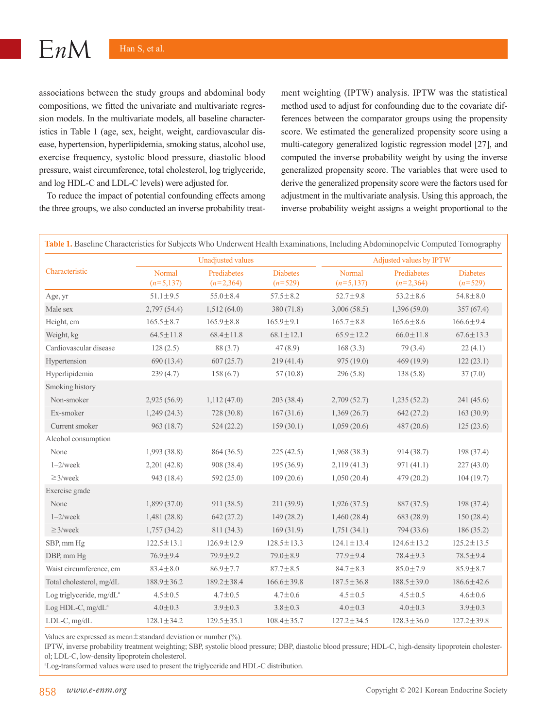associations between the study groups and abdominal body compositions, we fitted the univariate and multivariate regression models. In the multivariate models, all baseline characteristics in Table 1 (age, sex, height, weight, cardiovascular disease, hypertension, hyperlipidemia, smoking status, alcohol use, exercise frequency, systolic blood pressure, diastolic blood pressure, waist circumference, total cholesterol, log triglyceride, and log HDL-C and LDL-C levels) were adjusted for.

To reduce the impact of potential confounding effects among the three groups, we also conducted an inverse probability treatment weighting (IPTW) analysis. IPTW was the statistical method used to adjust for confounding due to the covariate differences between the comparator groups using the propensity score. We estimated the generalized propensity score using a multi-category generalized logistic regression model [27], and computed the inverse probability weight by using the inverse generalized propensity score. The variables that were used to derive the generalized propensity score were the factors used for adjustment in the multivariate analysis. Using this approach, the inverse probability weight assigns a weight proportional to the

**Table 1.** Baseline Characteristics for Subjects Who Underwent Health Examinations, Including Abdominopelvic Computed Tomography

| Characteristic | Unadjusted values | | | Adjusted values by IPTW | | |
|---|---|---|---|---|---|---|
| | Normal (*n*=5,137) | Prediabetes (*n*=2,364) | Diabetes (*n*=529) | Normal (*n*=5,137) | Prediabetes (*n*=2,364) | Diabetes (*n*=529) |
| Age, yr | 51.1±9.5 | 55.0±8.4 | 57.5±8.2 | 52.7±9.8 | 53.2±8.6 | 54.8±8.0 |
| Male sex | 2,797 (54.4) | 1,512 (64.0) | 380 (71.8) | 3,006 (58.5) | 1,396 (59.0) | 357 (67.4) |
| Height, cm | 165.5±8.7 | 165.9±8.8 | 165.9±9.1 | 165.7±8.8 | 165.6±8.6 | 166.6±9.4 |
| Weight, kg | 64.5±11.8 | 68.4±11.8 | 68.1±12.1 | 65.9±12.2 | 66.0±11.8 | 67.6±13.3 |
| Cardiovascular disease | 128 (2.5) | 88 (3.7) | 47 (8.9) | 168 (3.3) | 79 (3.4) | 22 (4.1) |
| Hypertension | 690 (13.4) | 607 (25.7) | 219 (41.4) | 975 (19.0) | 469 (19.9) | 122 (23.1) |
| Hyperlipidemia | 239 (4.7) | 158 (6.7) | 57 (10.8) | 296 (5.8) | 138 (5.8) | 37 (7.0) |
| Smoking history | | | | | | |
| Non-smoker | 2,925 (56.9) | 1,112 (47.0) | 203 (38.4) | 2,709 (52.7) | 1,235 (52.2) | 241 (45.6) |
| Ex-smoker | 1,249 (24.3) | 728 (30.8) | 167 (31.6) | 1,369 (26.7) | 642 (27.2) | 163 (30.9) |
| Current smoker | 963 (18.7) | 524 (22.2) | 159 (30.1) | 1,059 (20.6) | 487 (20.6) | 125 (23.6) |
| Alcohol consumption | | | | | | |
| None | 1,993 (38.8) | 864 (36.5) | 225 (42.5) | 1,968 (38.3) | 914 (38.7) | 198 (37.4) |
| 1–2/week | 2,201 (42.8) | 908 (38.4) | 195 (36.9) | 2,119 (41.3) | 971 (41.1) | 227 (43.0) |
| ≥3/week | 943 (18.4) | 592 (25.0) | 109 (20.6) | 1,050 (20.4) | 479 (20.2) | 104 (19.7) |
| Exercise grade | | | | | | |
| None | 1,899 (37.0) | 911 (38.5) | 211 (39.9) | 1,926 (37.5) | 887 (37.5) | 198 (37.4) |
| 1–2/week | 1,481 (28.8) | 642 (27.2) | 149 (28.2) | 1,460 (28.4) | 683 (28.9) | 150 (28.4) |
| ≥3/week | 1,757 (34.2) | 811 (34.3) | 169 (31.9) | 1,751 (34.1) | 794 (33.6) | 186 (35.2) |
| SBP, mm Hg | 122.5±13.1 | 126.9±12.9 | 128.5±13.3 | 124.1±13.4 | 124.6±13.2 | 125.2±13.5 |
| DBP, mm Hg | 76.9±9.4 | 79.9±9.2 | 79.0±8.9 | 77.9±9.4 | 78.4±9.3 | 78.5±9.4 |
| Waist circumference, cm | 83.4±8.0 | 86.9±7.7 | 87.7±8.5 | 84.7±8.3 | 85.0±7.9 | 85.9±8.7 |
| Total cholesterol, mg/dL | 188.9±36.2 | 189.2±38.4 | 166.6±39.8 | 187.5±36.8 | 188.5±39.0 | 186.6±42.6 |
| Log triglyceride, mg/dL[a] | 4.5±0.5 | 4.7±0.5 | 4.7±0.6 | 4.5±0.5 | 4.5±0.5 | 4.6±0.6 |
| Log HDL-C, mg/dL[a] | 4.0±0.3 | 3.9±0.3 | 3.8±0.3 | 4.0±0.3 | 4.0±0.3 | 3.9±0.3 |
| LDL-C, mg/dL | 128.1±34.2 | 129.5±35.1 | 108.4±35.7 | 127.2±34.5 | 128.3±36.0 | 127.2±39.8 |

Values are expressed as mean±standard deviation or number (%).
IPTW, inverse probability treatment weighting; SBP, systolic blood pressure; DBP, diastolic blood pressure; HDL-C, high-density lipoprotein cholesterol; LDL-C, low-density lipoprotein cholesterol.
[a]Log-transformed values were used to present the triglyceride and HDL-C distribution.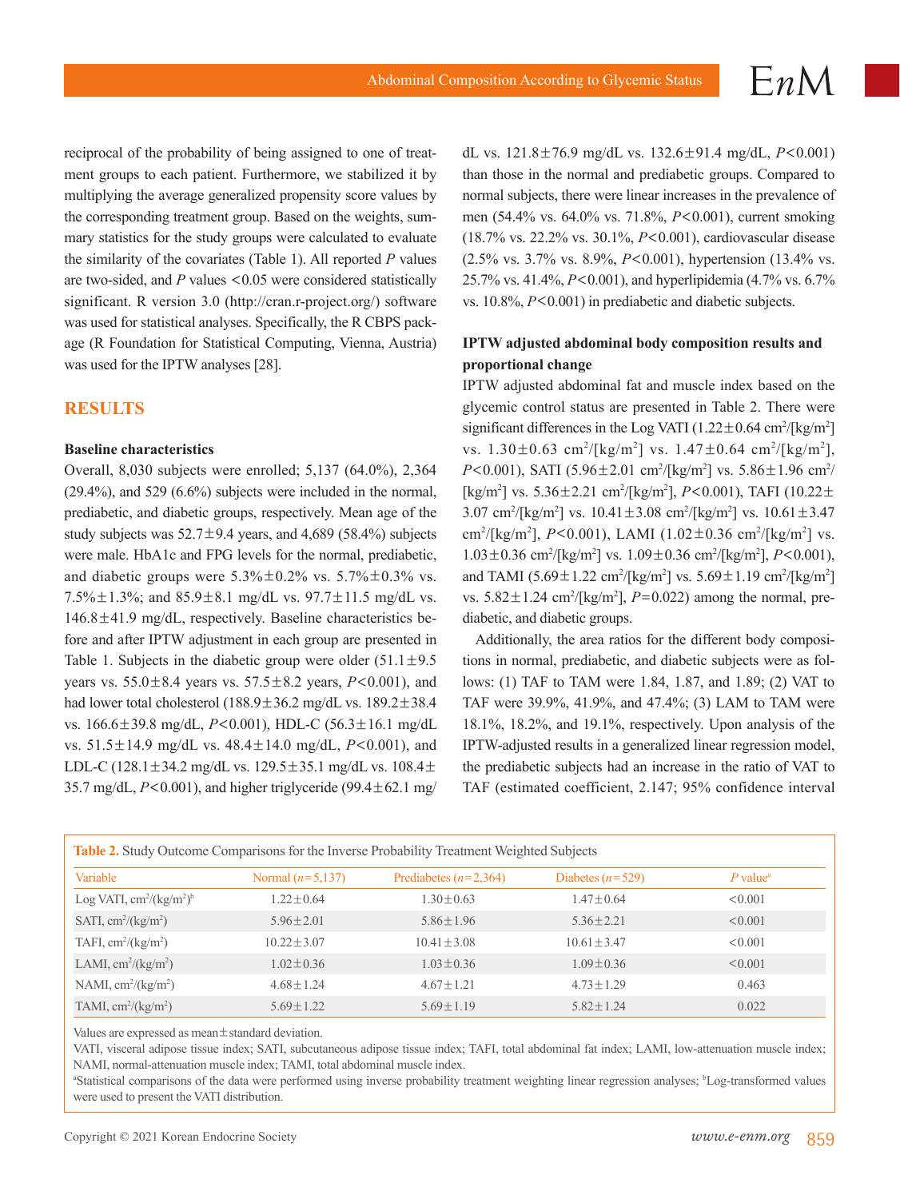reciprocal of the probability of being assigned to one of treatment groups to each patient. Furthermore, we stabilized it by multiplying the average generalized propensity score values by the corresponding treatment group. Based on the weights, summary statistics for the study groups were calculated to evaluate the similarity of the covariates (Table 1). All reported *P* values are two-sided, and *P* values <0.05 were considered statistically significant. R version 3.0 (http://cran.r-project.org/) software was used for statistical analyses. Specifically, the R CBPS package (R Foundation for Statistical Computing, Vienna, Austria) was used for the IPTW analyses [28].

## RESULTS

### Baseline characteristics

Overall, 8,030 subjects were enrolled; 5,137 (64.0%), 2,364 (29.4%), and 529 (6.6%) subjects were included in the normal, prediabetic, and diabetic groups, respectively. Mean age of the study subjects was 52.7±9.4 years, and 4,689 (58.4%) subjects were male. HbA1c and FPG levels for the normal, prediabetic, and diabetic groups were 5.3%±0.2% vs. 5.7%±0.3% vs. 7.5%±1.3%; and 85.9±8.1 mg/dL vs. 97.7±11.5 mg/dL vs. 146.8±41.9 mg/dL, respectively. Baseline characteristics before and after IPTW adjustment in each group are presented in Table 1. Subjects in the diabetic group were older (51.1±9.5 years vs. 55.0±8.4 years vs. 57.5±8.2 years, *P*<0.001), and had lower total cholesterol (188.9±36.2 mg/dL vs. 189.2±38.4 vs. 166.6±39.8 mg/dL, *P*<0.001), HDL-C (56.3±16.1 mg/dL vs. 51.5±14.9 mg/dL vs. 48.4±14.0 mg/dL, *P*<0.001), and LDL-C (128.1±34.2 mg/dL vs. 129.5±35.1 mg/dL vs. 108.4±35.7 mg/dL, *P*<0.001), and higher triglyceride (99.4±62.1 mg/dL vs. 121.8±76.9 mg/dL vs. 132.6±91.4 mg/dL, *P*<0.001) than those in the normal and prediabetic groups. Compared to normal subjects, there were linear increases in the prevalence of men (54.4% vs. 64.0% vs. 71.8%, *P*<0.001), current smoking (18.7% vs. 22.2% vs. 30.1%, *P*<0.001), cardiovascular disease (2.5% vs. 3.7% vs. 8.9%, *P*<0.001), hypertension (13.4% vs. 25.7% vs. 41.4%, *P*<0.001), and hyperlipidemia (4.7% vs. 6.7% vs. 10.8%, *P*<0.001) in prediabetic and diabetic subjects.

### IPTW adjusted abdominal body composition results and proportional change

IPTW adjusted abdominal fat and muscle index based on the glycemic control status are presented in Table 2. There were significant differences in the Log VATI (1.22±0.64 $cm^2/[kg/m^2]$ vs. 1.30±0.63 $cm^2/[kg/m^2]$ vs. 1.47±0.64 $cm^2/[kg/m^2]$, *P*<0.001), SATI (5.96±2.01 $cm^2/[kg/m^2]$ vs. 5.86±1.96 $cm^2/[kg/m^2]$ vs. 5.36±2.21 $cm^2/[kg/m^2]$, *P*<0.001), TAFI (10.22±3.07 $cm^2/[kg/m^2]$ vs. 10.41±3.08 $cm^2/[kg/m^2]$ vs. 10.61±3.47 $cm^2/[kg/m^2]$, *P*<0.001), LAMI (1.02±0.36 $cm^2/[kg/m^2]$ vs. 1.03±0.36 $cm^2/[kg/m^2]$ vs. 1.09±0.36 $cm^2/[kg/m^2]$, *P*<0.001), and TAMI (5.69±1.22 $cm^2/[kg/m^2]$ vs. 5.69±1.19 $cm^2/[kg/m^2]$ vs. 5.82±1.24 $cm^2/[kg/m^2]$, *P*=0.022) among the normal, prediabetic, and diabetic groups.

Additionally, the area ratios for the different body compositions in normal, prediabetic, and diabetic subjects were as follows: (1) TAF to TAM were 1.84, 1.87, and 1.89; (2) VAT to TAF were 39.9%, 41.9%, and 47.4%; (3) LAM to TAM were 18.1%, 18.2%, and 19.1%, respectively. Upon analysis of the IPTW-adjusted results in a generalized linear regression model, the prediabetic subjects had an increase in the ratio of VAT to TAF (estimated coefficient, 2.147; 95% confidence interval

**Table 2.** Study Outcome Comparisons for the Inverse Probability Treatment Weighted Subjects

| Variable | Normal (*n*=5,137) | Prediabetes (*n*=2,364) | Diabetes (*n*=529) | *P* value[a] |
|---|---|---|---|---|
| Log VATI, $cm^2/(kg/m^2)$[b] | 1.22±0.64 | 1.30±0.63 | 1.47±0.64 | <0.001 |
| SATI, $cm^2/(kg/m^2)$ | 5.96±2.01 | 5.86±1.96 | 5.36±2.21 | <0.001 |
| TAFI, $cm^2/(kg/m^2)$ | 10.22±3.07 | 10.41±3.08 | 10.61±3.47 | <0.001 |
| LAMI, $cm^2/(kg/m^2)$ | 1.02±0.36 | 1.03±0.36 | 1.09±0.36 | <0.001 |
| NAMI, $cm^2/(kg/m^2)$ | 4.68±1.24 | 4.67±1.21 | 4.73±1.29 | 0.463 |
| TAMI, $cm^2/(kg/m^2)$ | 5.69±1.22 | 5.69±1.19 | 5.82±1.24 | 0.022 |

Values are expressed as mean±standard deviation.

VATI, visceral adipose tissue index; SATI, subcutaneous adipose tissue index; TAFI, total abdominal fat index; LAMI, low-attenuation muscle index; NAMI, normal-attenuation muscle index; TAMI, total abdominal muscle index.

[a]Statistical comparisons of the data were performed using inverse probability treatment weighting linear regression analyses; [b]Log-transformed values were used to present the VATI distribution.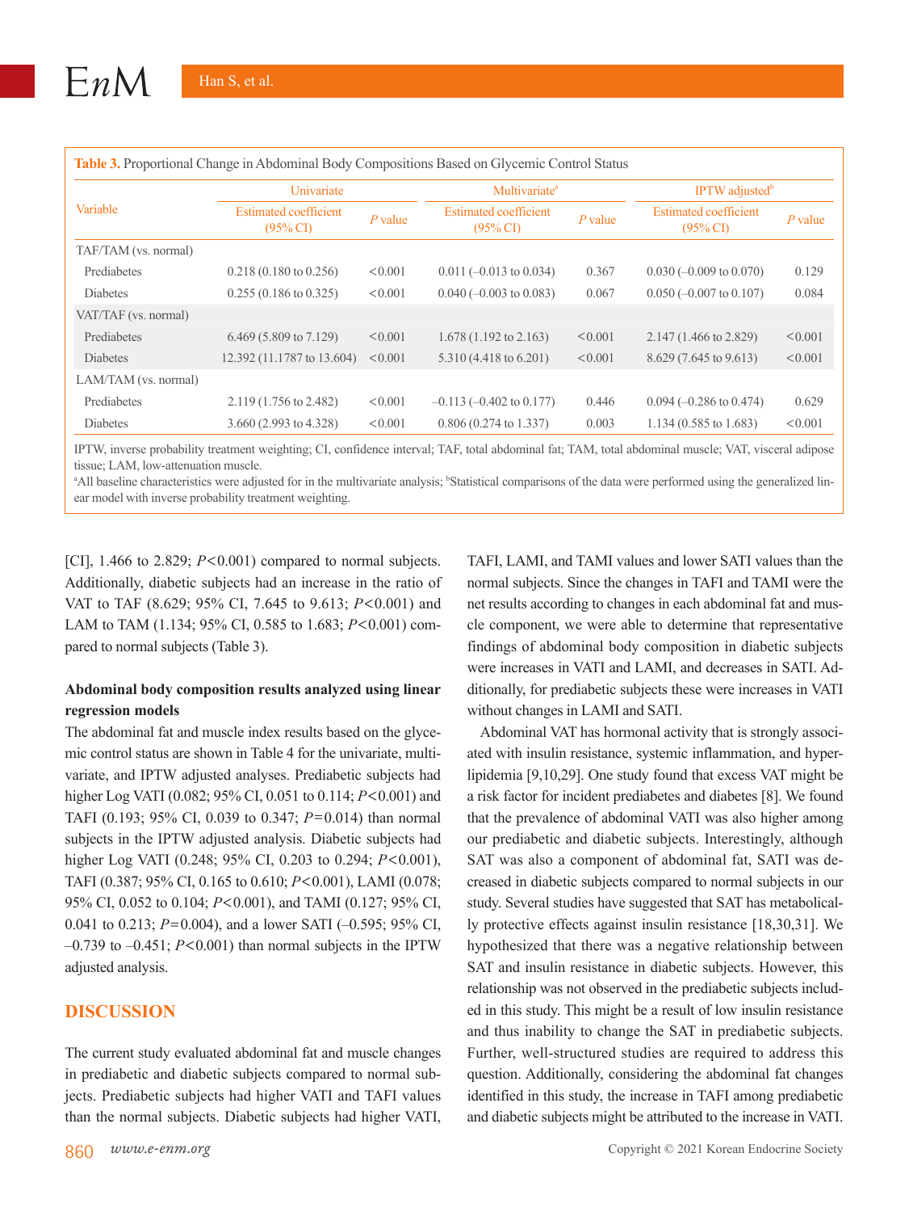**Table 3.** Proportional Change in Abdominal Body Compositions Based on Glycemic Control Status

| Variable | Univariate | | Multivariate[a] | | IPTW adjusted[b] | |
|---|---|---|---|---|---|---|
| | Estimated coefficient (95% CI) | P value | Estimated coefficient (95% CI) | P value | Estimated coefficient (95% CI) | P value |
| TAF/TAM (vs. normal) | | | | | | |
| Prediabetes | 0.218 (0.180 to 0.256) | <0.001 | 0.011 (–0.013 to 0.034) | 0.367 | 0.030 (–0.009 to 0.070) | 0.129 |
| Diabetes | 0.255 (0.186 to 0.325) | <0.001 | 0.040 (–0.003 to 0.083) | 0.067 | 0.050 (–0.007 to 0.107) | 0.084 |
| VAT/TAF (vs. normal) | | | | | | |
| Prediabetes | 6.469 (5.809 to 7.129) | <0.001 | 1.678 (1.192 to 2.163) | <0.001 | 2.147 (1.466 to 2.829) | <0.001 |
| Diabetes | 12.392 (11.1787 to 13.604) | <0.001 | 5.310 (4.418 to 6.201) | <0.001 | 8.629 (7.645 to 9.613) | <0.001 |
| LAM/TAM (vs. normal) | | | | | | |
| Prediabetes | 2.119 (1.756 to 2.482) | <0.001 | –0.113 (–0.402 to 0.177) | 0.446 | 0.094 (–0.286 to 0.474) | 0.629 |
| Diabetes | 3.660 (2.993 to 4.328) | <0.001 | 0.806 (0.274 to 1.337) | 0.003 | 1.134 (0.585 to 1.683) | <0.001 |

IPTW, inverse probability treatment weighting; CI, confidence interval; TAF, total abdominal fat; TAM, total abdominal muscle; VAT, visceral adipose tissue; LAM, low-attenuation muscle.
[a]All baseline characteristics were adjusted for in the multivariate analysis; [b]Statistical comparisons of the data were performed using the generalized linear model with inverse probability treatment weighting.

[CI], 1.466 to 2.829; $P<0.001$) compared to normal subjects. Additionally, diabetic subjects had an increase in the ratio of VAT to TAF (8.629; 95% CI, 7.645 to 9.613; $P<0.001$) and LAM to TAM (1.134; 95% CI, 0.585 to 1.683; $P<0.001$) compared to normal subjects (Table 3).

**Abdominal body composition results analyzed using linear regression models**

The abdominal fat and muscle index results based on the glycemic control status are shown in Table 4 for the univariate, multivariate, and IPTW adjusted analyses. Prediabetic subjects had higher Log VATI (0.082; 95% CI, 0.051 to 0.114; $P<0.001$) and TAFI (0.193; 95% CI, 0.039 to 0.347; $P=0.014$) than normal subjects in the IPTW adjusted analysis. Diabetic subjects had higher Log VATI (0.248; 95% CI, 0.203 to 0.294; $P<0.001$), TAFI (0.387; 95% CI, 0.165 to 0.610; $P<0.001$), LAMI (0.078; 95% CI, 0.052 to 0.104; $P<0.001$), and TAMI (0.127; 95% CI, 0.041 to 0.213; $P=0.004$), and a lower SATI (–0.595; 95% CI, –0.739 to –0.451; $P<0.001$) than normal subjects in the IPTW adjusted analysis.

## DISCUSSION

The current study evaluated abdominal fat and muscle changes in prediabetic and diabetic subjects compared to normal subjects. Prediabetic subjects had higher VATI and TAFI values than the normal subjects. Diabetic subjects had higher VATI, TAFI, LAMI, and TAMI values and lower SATI values than the normal subjects. Since the changes in TAFI and TAMI were the net results according to changes in each abdominal fat and muscle component, we were able to determine that representative findings of abdominal body composition in diabetic subjects were increases in VATI and LAMI, and decreases in SATI. Additionally, for prediabetic subjects these were increases in VATI without changes in LAMI and SATI.

Abdominal VAT has hormonal activity that is strongly associated with insulin resistance, systemic inflammation, and hyperlipidemia [9,10,29]. One study found that excess VAT might be a risk factor for incident prediabetes and diabetes [8]. We found that the prevalence of abdominal VATI was also higher among our prediabetic and diabetic subjects. Interestingly, although SAT was also a component of abdominal fat, SATI was decreased in diabetic subjects compared to normal subjects in our study. Several studies have suggested that SAT has metabolically protective effects against insulin resistance [18,30,31]. We hypothesized that there was a negative relationship between SAT and insulin resistance in diabetic subjects. However, this relationship was not observed in the prediabetic subjects included in this study. This might be a result of low insulin resistance and thus inability to change the SAT in prediabetic subjects. Further, well-structured studies are required to address this question. Additionally, considering the abdominal fat changes identified in this study, the increase in TAFI among prediabetic and diabetic subjects might be attributed to the increase in VATI.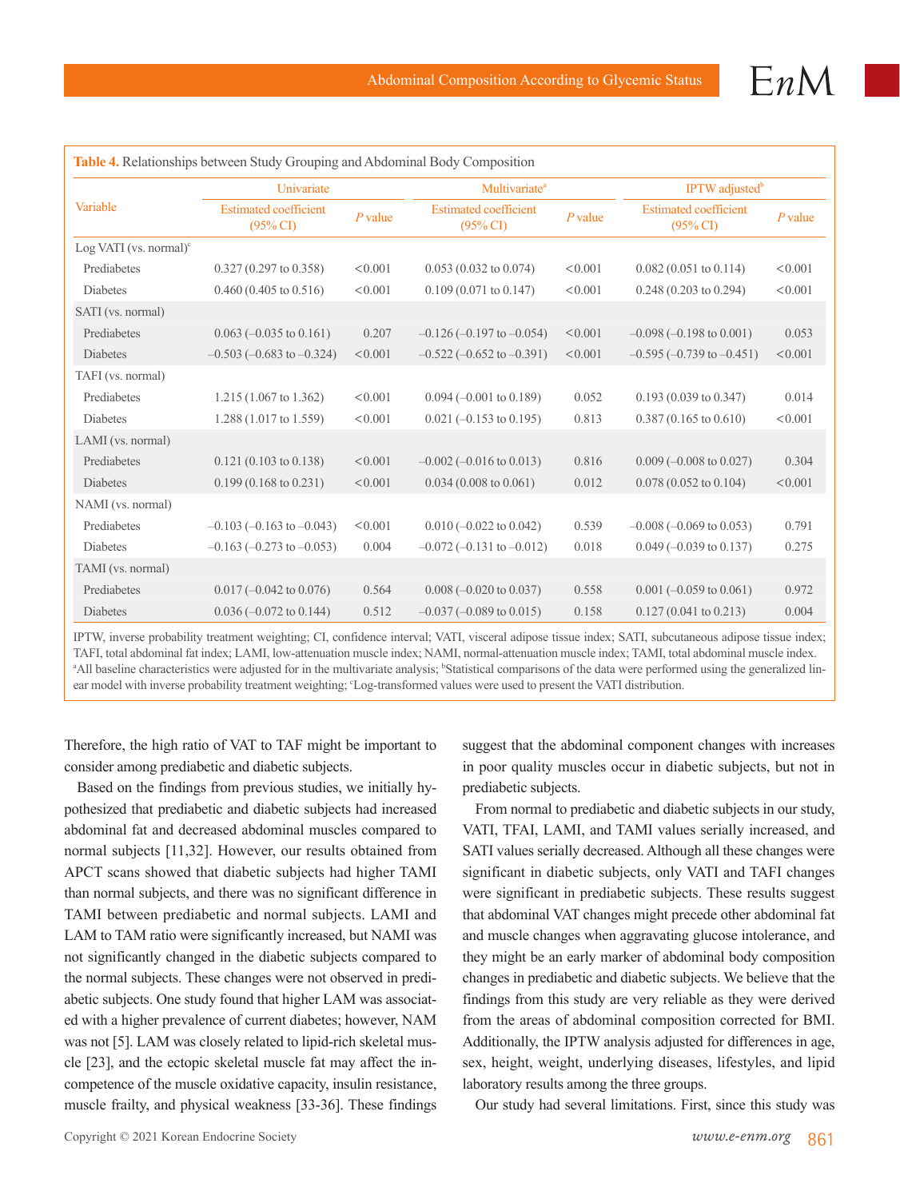**Table 4.** Relationships between Study Grouping and Abdominal Body Composition

| Variable | Univariate | | Multivariate[a] | | IPTW adjusted[b] | |
|---|---|---|---|---|---|---|
| | Estimated coefficient (95% CI) | *P* value | Estimated coefficient (95% CI) | *P* value | Estimated coefficient (95% CI) | *P* value |
| Log VATI (vs. normal)[c] | | | | | | |
| Prediabetes | 0.327 (0.297 to 0.358) | <0.001 | 0.053 (0.032 to 0.074) | <0.001 | 0.082 (0.051 to 0.114) | <0.001 |
| Diabetes | 0.460 (0.405 to 0.516) | <0.001 | 0.109 (0.071 to 0.147) | <0.001 | 0.248 (0.203 to 0.294) | <0.001 |
| SATI (vs. normal) | | | | | | |
| Prediabetes | 0.063 (–0.035 to 0.161) | 0.207 | –0.126 (–0.197 to –0.054) | <0.001 | –0.098 (–0.198 to 0.001) | 0.053 |
| Diabetes | –0.503 (–0.683 to –0.324) | <0.001 | –0.522 (–0.652 to –0.391) | <0.001 | –0.595 (–0.739 to –0.451) | <0.001 |
| TAFI (vs. normal) | | | | | | |
| Prediabetes | 1.215 (1.067 to 1.362) | <0.001 | 0.094 (–0.001 to 0.189) | 0.052 | 0.193 (0.039 to 0.347) | 0.014 |
| Diabetes | 1.288 (1.017 to 1.559) | <0.001 | 0.021 (–0.153 to 0.195) | 0.813 | 0.387 (0.165 to 0.610) | <0.001 |
| LAMI (vs. normal) | | | | | | |
| Prediabetes | 0.121 (0.103 to 0.138) | <0.001 | –0.002 (–0.016 to 0.013) | 0.816 | 0.009 (–0.008 to 0.027) | 0.304 |
| Diabetes | 0.199 (0.168 to 0.231) | <0.001 | 0.034 (0.008 to 0.061) | 0.012 | 0.078 (0.052 to 0.104) | <0.001 |
| NAMI (vs. normal) | | | | | | |
| Prediabetes | –0.103 (–0.163 to –0.043) | <0.001 | 0.010 (–0.022 to 0.042) | 0.539 | –0.008 (–0.069 to 0.053) | 0.791 |
| Diabetes | –0.163 (–0.273 to –0.053) | 0.004 | –0.072 (–0.131 to –0.012) | 0.018 | 0.049 (–0.039 to 0.137) | 0.275 |
| TAMI (vs. normal) | | | | | | |
| Prediabetes | 0.017 (–0.042 to 0.076) | 0.564 | 0.008 (–0.020 to 0.037) | 0.558 | 0.001 (–0.059 to 0.061) | 0.972 |
| Diabetes | 0.036 (–0.072 to 0.144) | 0.512 | –0.037 (–0.089 to 0.015) | 0.158 | 0.127 (0.041 to 0.213) | 0.004 |

IPTW, inverse probability treatment weighting; CI, confidence interval; VATI, visceral adipose tissue index; SATI, subcutaneous adipose tissue index; TAFI, total abdominal fat index; LAMI, low-attenuation muscle index; NAMI, normal-attenuation muscle index; TAMI, total abdominal muscle index.
[a]All baseline characteristics were adjusted for in the multivariate analysis; [b]Statistical comparisons of the data were performed using the generalized linear model with inverse probability treatment weighting; [c]Log-transformed values were used to present the VATI distribution.

Therefore, the high ratio of VAT to TAF might be important to consider among prediabetic and diabetic subjects.

Based on the findings from previous studies, we initially hypothesized that prediabetic and diabetic subjects had increased abdominal fat and decreased abdominal muscles compared to normal subjects [11,32]. However, our results obtained from APCT scans showed that diabetic subjects had higher TAMI than normal subjects, and there was no significant difference in TAMI between prediabetic and normal subjects. LAMI and LAM to TAM ratio were significantly increased, but NAMI was not significantly changed in the diabetic subjects compared to the normal subjects. These changes were not observed in prediabetic subjects. One study found that higher LAM was associated with a higher prevalence of current diabetes; however, NAM was not [5]. LAM was closely related to lipid-rich skeletal muscle [23], and the ectopic skeletal muscle fat may affect the incompetence of the muscle oxidative capacity, insulin resistance, muscle frailty, and physical weakness [33-36]. These findings suggest that the abdominal component changes with increases in poor quality muscles occur in diabetic subjects, but not in prediabetic subjects.

From normal to prediabetic and diabetic subjects in our study, VATI, TFAI, LAMI, and TAMI values serially increased, and SATI values serially decreased. Although all these changes were significant in diabetic subjects, only VATI and TAFI changes were significant in prediabetic subjects. These results suggest that abdominal VAT changes might precede other abdominal fat and muscle changes when aggravating glucose intolerance, and they might be an early marker of abdominal body composition changes in prediabetic and diabetic subjects. We believe that the findings from this study are very reliable as they were derived from the areas of abdominal composition corrected for BMI. Additionally, the IPTW analysis adjusted for differences in age, sex, height, weight, underlying diseases, lifestyles, and lipid laboratory results among the three groups.

Our study had several limitations. First, since this study was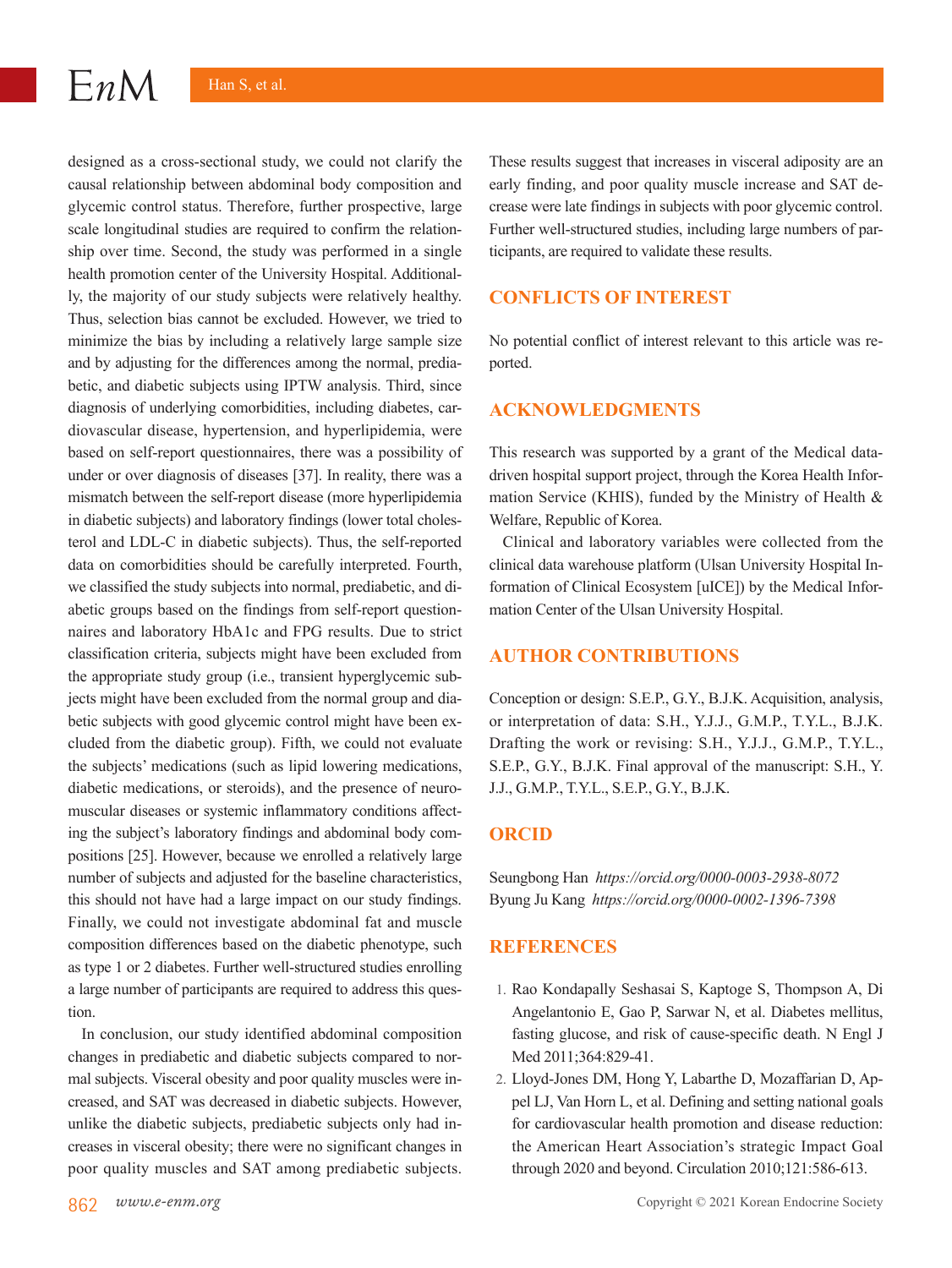designed as a cross-sectional study, we could not clarify the causal relationship between abdominal body composition and glycemic control status. Therefore, further prospective, large scale longitudinal studies are required to confirm the relationship over time. Second, the study was performed in a single health promotion center of the University Hospital. Additionally, the majority of our study subjects were relatively healthy. Thus, selection bias cannot be excluded. However, we tried to minimize the bias by including a relatively large sample size and by adjusting for the differences among the normal, prediabetic, and diabetic subjects using IPTW analysis. Third, since diagnosis of underlying comorbidities, including diabetes, cardiovascular disease, hypertension, and hyperlipidemia, were based on self-report questionnaires, there was a possibility of under or over diagnosis of diseases [37]. In reality, there was a mismatch between the self-report disease (more hyperlipidemia in diabetic subjects) and laboratory findings (lower total cholesterol and LDL-C in diabetic subjects). Thus, the self-reported data on comorbidities should be carefully interpreted. Fourth, we classified the study subjects into normal, prediabetic, and diabetic groups based on the findings from self-report questionnaires and laboratory HbA1c and FPG results. Due to strict classification criteria, subjects might have been excluded from the appropriate study group (i.e., transient hyperglycemic subjects might have been excluded from the normal group and diabetic subjects with good glycemic control might have been excluded from the diabetic group). Fifth, we could not evaluate the subjects' medications (such as lipid lowering medications, diabetic medications, or steroids), and the presence of neuromuscular diseases or systemic inflammatory conditions affecting the subject's laboratory findings and abdominal body compositions [25]. However, because we enrolled a relatively large number of subjects and adjusted for the baseline characteristics, this should not have had a large impact on our study findings. Finally, we could not investigate abdominal fat and muscle composition differences based on the diabetic phenotype, such as type 1 or 2 diabetes. Further well-structured studies enrolling a large number of participants are required to address this question.

In conclusion, our study identified abdominal composition changes in prediabetic and diabetic subjects compared to normal subjects. Visceral obesity and poor quality muscles were increased, and SAT was decreased in diabetic subjects. However, unlike the diabetic subjects, prediabetic subjects only had increases in visceral obesity; there were no significant changes in poor quality muscles and SAT among prediabetic subjects. These results suggest that increases in visceral adiposity are an early finding, and poor quality muscle increase and SAT decrease were late findings in subjects with poor glycemic control. Further well-structured studies, including large numbers of participants, are required to validate these results.

## CONFLICTS OF INTEREST

No potential conflict of interest relevant to this article was reported.

## ACKNOWLEDGMENTS

This research was supported by a grant of the Medical data-driven hospital support project, through the Korea Health Information Service (KHIS), funded by the Ministry of Health & Welfare, Republic of Korea.

Clinical and laboratory variables were collected from the clinical data warehouse platform (Ulsan University Hospital Information of Clinical Ecosystem [uICE]) by the Medical Information Center of the Ulsan University Hospital.

## AUTHOR CONTRIBUTIONS

Conception or design: S.E.P., G.Y., B.J.K. Acquisition, analysis, or interpretation of data: S.H., Y.J.J., G.M.P., T.Y.L., B.J.K. Drafting the work or revising: S.H., Y.J.J., G.M.P., T.Y.L., S.E.P., G.Y., B.J.K. Final approval of the manuscript: S.H., Y.J.J., G.M.P., T.Y.L., S.E.P., G.Y., B.J.K.

## ORCID

Seungbong Han *https://orcid.org/0000-0003-2938-8072*
Byung Ju Kang *https://orcid.org/0000-0002-1396-7398*

## REFERENCES

1. Rao Kondapally Seshasai S, Kaptoge S, Thompson A, Di Angelantonio E, Gao P, Sarwar N, et al. Diabetes mellitus, fasting glucose, and risk of cause-specific death. N Engl J Med 2011;364:829-41.
2. Lloyd-Jones DM, Hong Y, Labarthe D, Mozaffarian D, Appel LJ, Van Horn L, et al. Defining and setting national goals for cardiovascular health promotion and disease reduction: the American Heart Association's strategic Impact Goal through 2020 and beyond. Circulation 2010;121:586-613.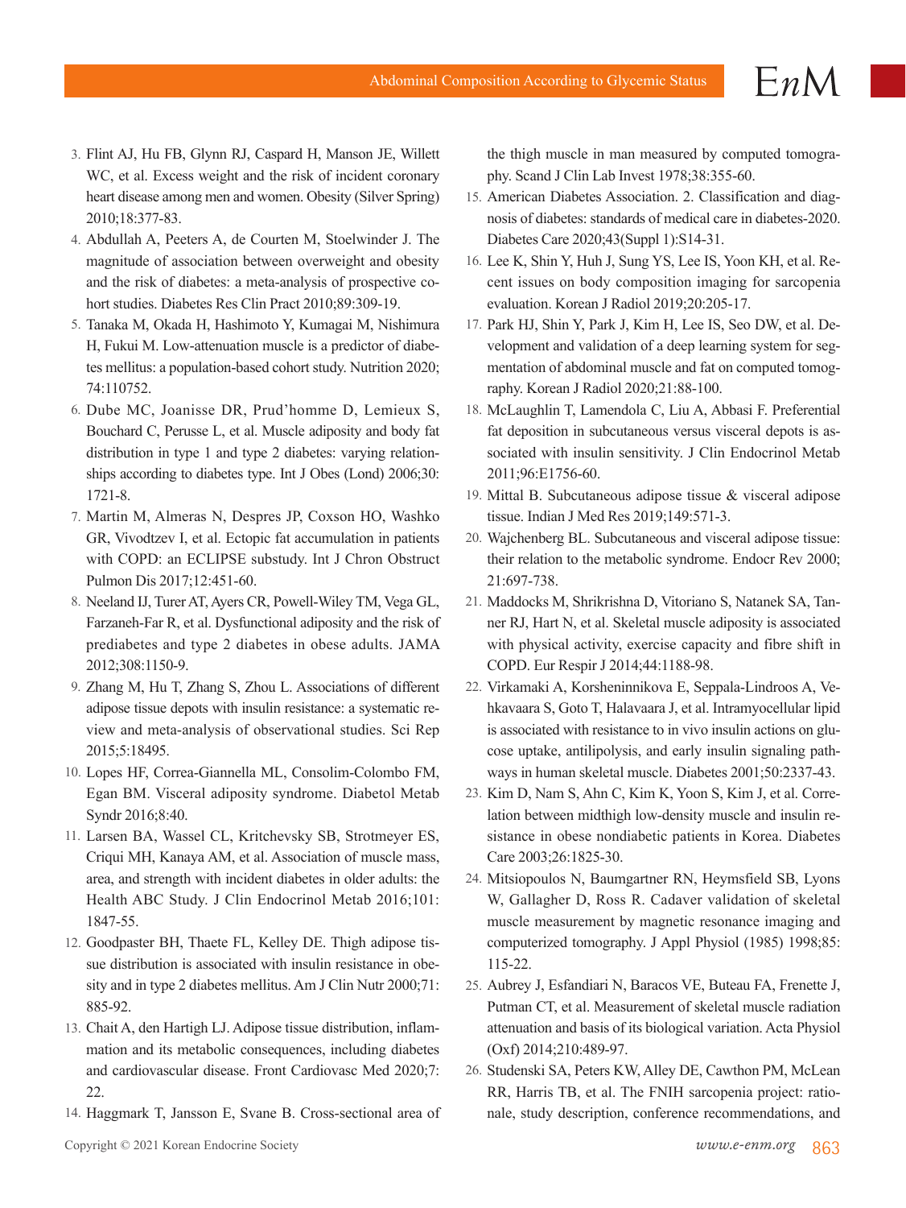3. Flint AJ, Hu FB, Glynn RJ, Caspard H, Manson JE, Willett WC, et al. Excess weight and the risk of incident coronary heart disease among men and women. Obesity (Silver Spring) 2010;18:377-83.
4. Abdullah A, Peeters A, de Courten M, Stoelwinder J. The magnitude of association between overweight and obesity and the risk of diabetes: a meta-analysis of prospective cohort studies. Diabetes Res Clin Pract 2010;89:309-19.
5. Tanaka M, Okada H, Hashimoto Y, Kumagai M, Nishimura H, Fukui M. Low-attenuation muscle is a predictor of diabetes mellitus: a population-based cohort study. Nutrition 2020; 74:110752.
6. Dube MC, Joanisse DR, Prud'homme D, Lemieux S, Bouchard C, Perusse L, et al. Muscle adiposity and body fat distribution in type 1 and type 2 diabetes: varying relationships according to diabetes type. Int J Obes (Lond) 2006;30: 1721-8.
7. Martin M, Almeras N, Despres JP, Coxson HO, Washko GR, Vivodtzev I, et al. Ectopic fat accumulation in patients with COPD: an ECLIPSE substudy. Int J Chron Obstruct Pulmon Dis 2017;12:451-60.
8. Neeland IJ, Turer AT, Ayers CR, Powell-Wiley TM, Vega GL, Farzaneh-Far R, et al. Dysfunctional adiposity and the risk of prediabetes and type 2 diabetes in obese adults. JAMA 2012;308:1150-9.
9. Zhang M, Hu T, Zhang S, Zhou L. Associations of different adipose tissue depots with insulin resistance: a systematic review and meta-analysis of observational studies. Sci Rep 2015;5:18495.
10. Lopes HF, Correa-Giannella ML, Consolim-Colombo FM, Egan BM. Visceral adiposity syndrome. Diabetol Metab Syndr 2016;8:40.
11. Larsen BA, Wassel CL, Kritchevsky SB, Strotmeyer ES, Criqui MH, Kanaya AM, et al. Association of muscle mass, area, and strength with incident diabetes in older adults: the Health ABC Study. J Clin Endocrinol Metab 2016;101: 1847-55.
12. Goodpaster BH, Thaete FL, Kelley DE. Thigh adipose tissue distribution is associated with insulin resistance in obesity and in type 2 diabetes mellitus. Am J Clin Nutr 2000;71: 885-92.
13. Chait A, den Hartigh LJ. Adipose tissue distribution, inflammation and its metabolic consequences, including diabetes and cardiovascular disease. Front Cardiovasc Med 2020;7: 22.
14. Haggmark T, Jansson E, Svane B. Cross-sectional area of the thigh muscle in man measured by computed tomography. Scand J Clin Lab Invest 1978;38:355-60.
15. American Diabetes Association. 2. Classification and diagnosis of diabetes: standards of medical care in diabetes-2020. Diabetes Care 2020;43(Suppl 1):S14-31.
16. Lee K, Shin Y, Huh J, Sung YS, Lee IS, Yoon KH, et al. Recent issues on body composition imaging for sarcopenia evaluation. Korean J Radiol 2019;20:205-17.
17. Park HJ, Shin Y, Park J, Kim H, Lee IS, Seo DW, et al. Development and validation of a deep learning system for segmentation of abdominal muscle and fat on computed tomography. Korean J Radiol 2020;21:88-100.
18. McLaughlin T, Lamendola C, Liu A, Abbasi F. Preferential fat deposition in subcutaneous versus visceral depots is associated with insulin sensitivity. J Clin Endocrinol Metab 2011;96:E1756-60.
19. Mittal B. Subcutaneous adipose tissue & visceral adipose tissue. Indian J Med Res 2019;149:571-3.
20. Wajchenberg BL. Subcutaneous and visceral adipose tissue: their relation to the metabolic syndrome. Endocr Rev 2000; 21:697-738.
21. Maddocks M, Shrikrishna D, Vitoriano S, Natanek SA, Tanner RJ, Hart N, et al. Skeletal muscle adiposity is associated with physical activity, exercise capacity and fibre shift in COPD. Eur Respir J 2014;44:1188-98.
22. Virkamaki A, Korsheninnikova E, Seppala-Lindroos A, Vehkavaara S, Goto T, Halavaara J, et al. Intramyocellular lipid is associated with resistance to in vivo insulin actions on glucose uptake, antilipolysis, and early insulin signaling pathways in human skeletal muscle. Diabetes 2001;50:2337-43.
23. Kim D, Nam S, Ahn C, Kim K, Yoon S, Kim J, et al. Correlation between midthigh low-density muscle and insulin resistance in obese nondiabetic patients in Korea. Diabetes Care 2003;26:1825-30.
24. Mitsiopoulos N, Baumgartner RN, Heymsfield SB, Lyons W, Gallagher D, Ross R. Cadaver validation of skeletal muscle measurement by magnetic resonance imaging and computerized tomography. J Appl Physiol (1985) 1998;85: 115-22.
25. Aubrey J, Esfandiari N, Baracos VE, Buteau FA, Frenette J, Putman CT, et al. Measurement of skeletal muscle radiation attenuation and basis of its biological variation. Acta Physiol (Oxf) 2014;210:489-97.
26. Studenski SA, Peters KW, Alley DE, Cawthon PM, McLean RR, Harris TB, et al. The FNIH sarcopenia project: rationale, study description, conference recommendations, and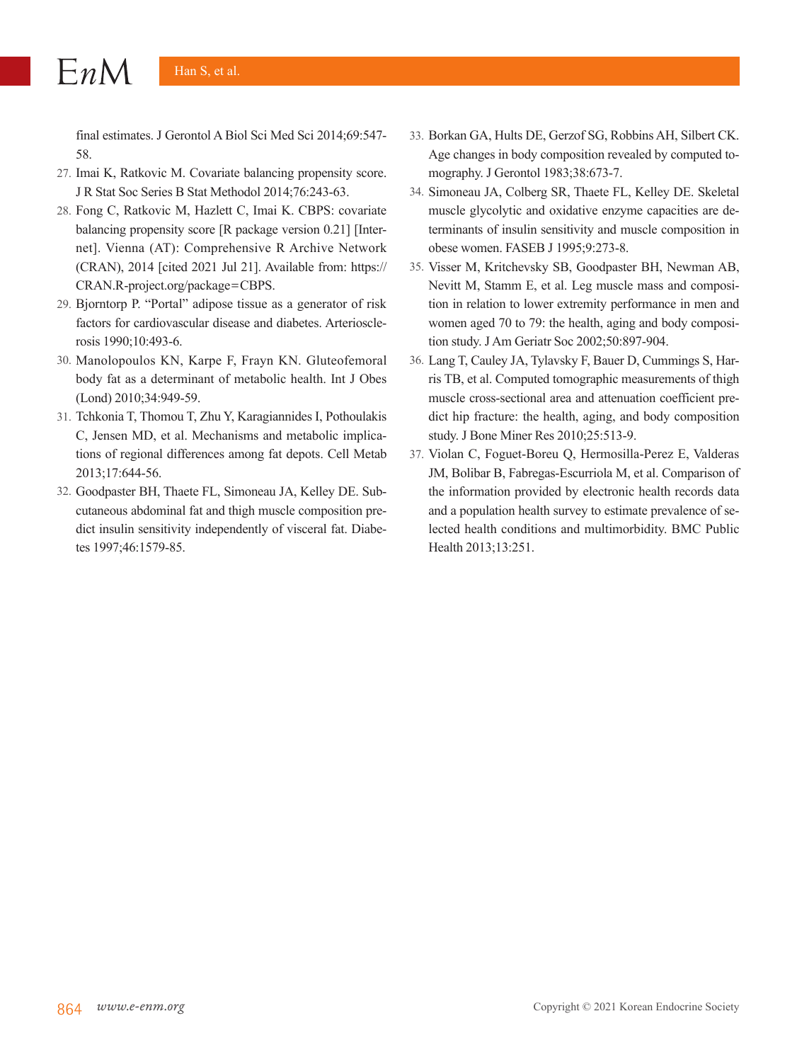final estimates. J Gerontol A Biol Sci Med Sci 2014;69:547-58.

27. Imai K, Ratkovic M. Covariate balancing propensity score. J R Stat Soc Series B Stat Methodol 2014;76:243-63.
28. Fong C, Ratkovic M, Hazlett C, Imai K. CBPS: covariate balancing propensity score [R package version 0.21] [Internet]. Vienna (AT): Comprehensive R Archive Network (CRAN), 2014 [cited 2021 Jul 21]. Available from: https://CRAN.R-project.org/package=CBPS.
29. Bjorntorp P. "Portal" adipose tissue as a generator of risk factors for cardiovascular disease and diabetes. Arteriosclerosis 1990;10:493-6.
30. Manolopoulos KN, Karpe F, Frayn KN. Gluteofemoral body fat as a determinant of metabolic health. Int J Obes (Lond) 2010;34:949-59.
31. Tchkonia T, Thomou T, Zhu Y, Karagiannides I, Pothoulakis C, Jensen MD, et al. Mechanisms and metabolic implications of regional differences among fat depots. Cell Metab 2013;17:644-56.
32. Goodpaster BH, Thaete FL, Simoneau JA, Kelley DE. Subcutaneous abdominal fat and thigh muscle composition predict insulin sensitivity independently of visceral fat. Diabetes 1997;46:1579-85.
33. Borkan GA, Hults DE, Gerzof SG, Robbins AH, Silbert CK. Age changes in body composition revealed by computed tomography. J Gerontol 1983;38:673-7.
34. Simoneau JA, Colberg SR, Thaete FL, Kelley DE. Skeletal muscle glycolytic and oxidative enzyme capacities are determinants of insulin sensitivity and muscle composition in obese women. FASEB J 1995;9:273-8.
35. Visser M, Kritchevsky SB, Goodpaster BH, Newman AB, Nevitt M, Stamm E, et al. Leg muscle mass and composition in relation to lower extremity performance in men and women aged 70 to 79: the health, aging and body composition study. J Am Geriatr Soc 2002;50:897-904.
36. Lang T, Cauley JA, Tylavsky F, Bauer D, Cummings S, Harris TB, et al. Computed tomographic measurements of thigh muscle cross-sectional area and attenuation coefficient predict hip fracture: the health, aging, and body composition study. J Bone Miner Res 2010;25:513-9.
37. Violan C, Foguet-Boreu Q, Hermosilla-Perez E, Valderas JM, Bolibar B, Fabregas-Escurriola M, et al. Comparison of the information provided by electronic health records data and a population health survey to estimate prevalence of selected health conditions and multimorbidity. BMC Public Health 2013;13:251.